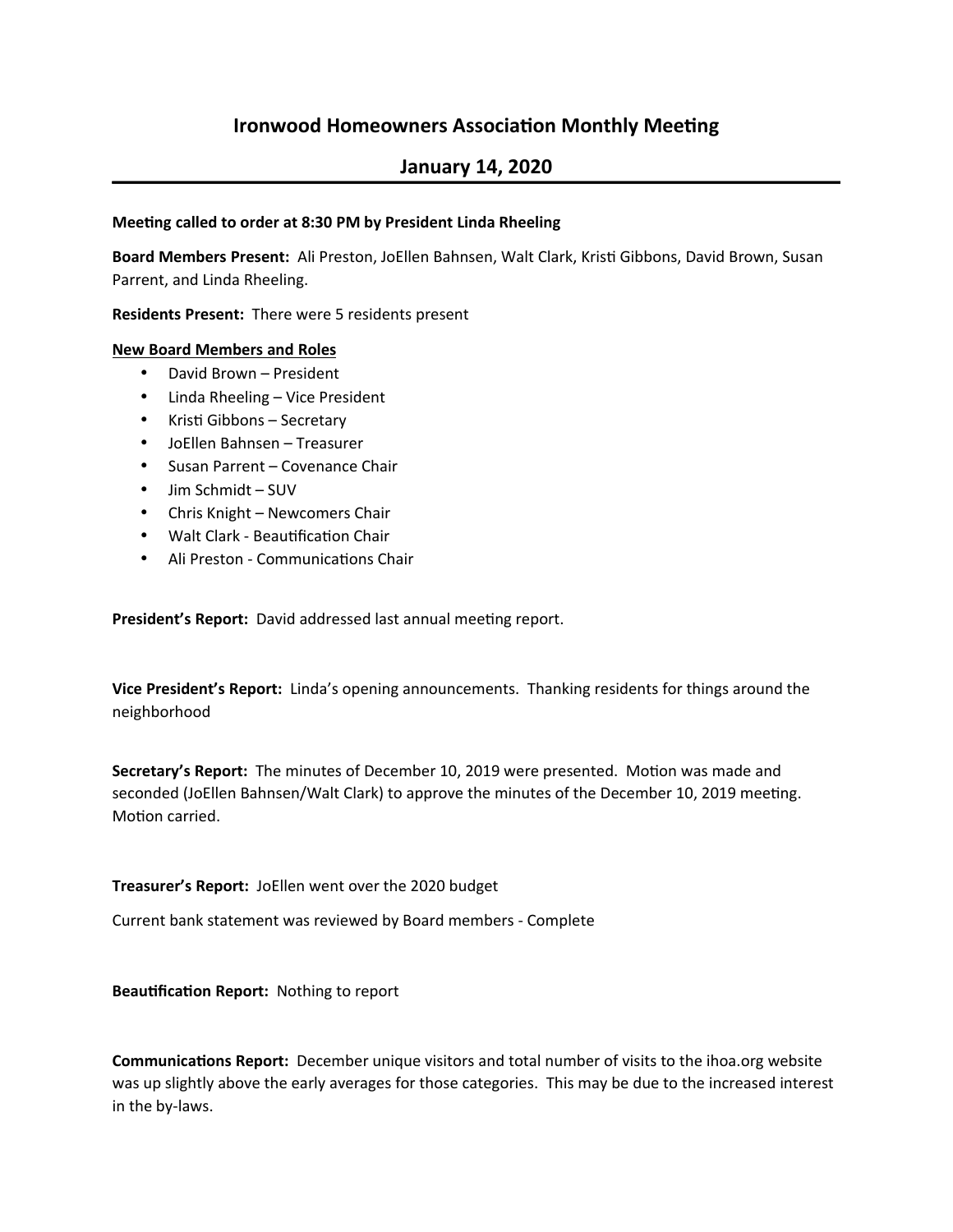# Ironwood Homeowners Association Monthly Meeting

## January 14, 2020

**Meeting called to order at 8:30 PM by President Linda Rheeling**

**Board Members Present:** Ali Preston, JoEllen Bahnsen, Walt Clark, Kristi Gibbons, David Brown, Susan Parrent, and Linda Rheeling.

**Residents Present:** There were 5 residents present

**New Board Members and Roles**

- David Brown – President
- Linda Rheeling – Vice President
- Kristi Gibbons – Secretary
- JoEllen Bahnsen – Treasurer
- Susan Parrent – Covenance Chair
- Jim Schmidt – SUV
- Chris Knight – Newcomers Chair
- Walt Clark - Beautification Chair
- Ali Preston - Communications Chair

**President's Report:** David addressed last annual meeting report.

**Vice President's Report:** Linda's opening announcements. Thanking residents for things around the neighborhood

**Secretary's Report:** The minutes of December 10, 2019 were presented. Motion was made and seconded (JoEllen Bahnsen/Walt Clark) to approve the minutes of the December 10, 2019 meeting. Motion carried.

**Treasurer's Report:** JoEllen went over the 2020 budget

Current bank statement was reviewed by Board members - Complete

**Beautification Report:** Nothing to report

**Communications Report:** December unique visitors and total number of visits to the ihoa.org website was up slightly above the early averages for those categories. This may be due to the increased interest in the by-laws.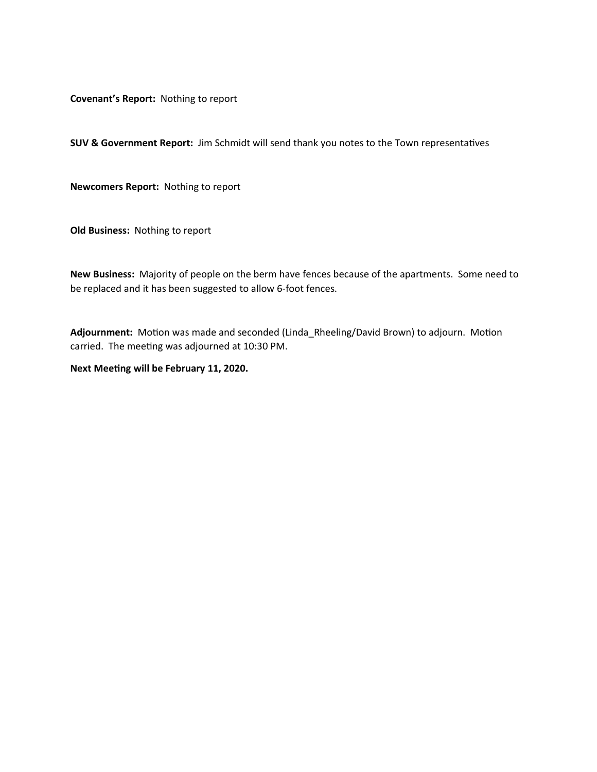**Covenant's Report:** Nothing to report

**SUV & Government Report:** Jim Schmidt will send thank you notes to the Town representatives

**Newcomers Report:** Nothing to report

**Old Business:** Nothing to report

**New Business:** Majority of people on the berm have fences because of the apartments. Some need to be replaced and it has been suggested to allow 6-foot fences.

**Adjournment:** Motion was made and seconded (Linda_Rheeling/David Brown) to adjourn. Motion carried. The meeting was adjourned at 10:30 PM.

**Next Meeting will be February 11, 2020.**